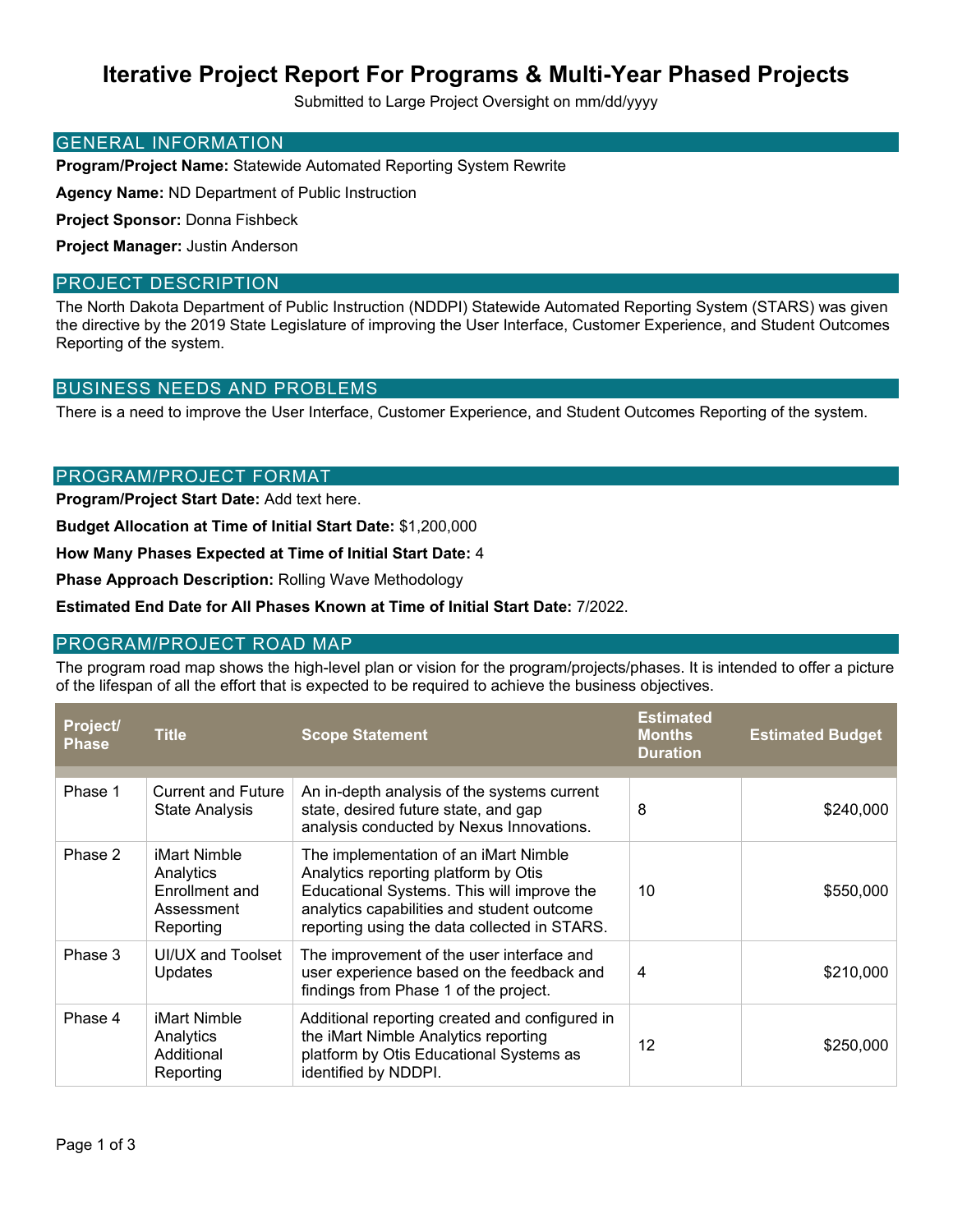# Iterative Project Report For Programs & Multi-Year Phased Projects

Submitted to Large Project Oversight on mm/dd/yyyy

## GENERAL INFORMATION

**Program/Project Name:** Statewide Automated Reporting System Rewrite

**Agency Name:** ND Department of Public Instruction

**Project Sponsor:** Donna Fishbeck

**Project Manager:** Justin Anderson

## PROJECT DESCRIPTION

The North Dakota Department of Public Instruction (NDDPI) Statewide Automated Reporting System (STARS) was given the directive by the 2019 State Legislature of improving the User Interface, Customer Experience, and Student Outcomes Reporting of the system.

## BUSINESS NEEDS AND PROBLEMS

There is a need to improve the User Interface, Customer Experience, and Student Outcomes Reporting of the system.

## PROGRAM/PROJECT FORMAT

**Program/Project Start Date:** Add text here.

**Budget Allocation at Time of Initial Start Date:** $1,200,000

**How Many Phases Expected at Time of Initial Start Date:** 4

**Phase Approach Description:** Rolling Wave Methodology

**Estimated End Date for All Phases Known at Time of Initial Start Date:** 7/2022.

## PROGRAM/PROJECT ROAD MAP

The program road map shows the high-level plan or vision for the program/projects/phases. It is intended to offer a picture of the lifespan of all the effort that is expected to be required to achieve the business objectives.

| Project/ Phase | Title | Scope Statement | Estimated Months Duration | Estimated Budget |
|---|---|---|---|---|
| Phase 1 | Current and Future State Analysis | An in-depth analysis of the systems current state, desired future state, and gap analysis conducted by Nexus Innovations. | 8 | $240,000 |
| Phase 2 | iMart Nimble Analytics Enrollment and Assessment Reporting | The implementation of an iMart Nimble Analytics reporting platform by Otis Educational Systems. This will improve the analytics capabilities and student outcome reporting using the data collected in STARS. | 10 | $550,000 |
| Phase 3 | UI/UX and Toolset Updates | The improvement of the user interface and user experience based on the feedback and findings from Phase 1 of the project. | 4 | $210,000 |
| Phase 4 | iMart Nimble Analytics Additional Reporting | Additional reporting created and configured in the iMart Nimble Analytics reporting platform by Otis Educational Systems as identified by NDDPI. | 12 | $250,000 |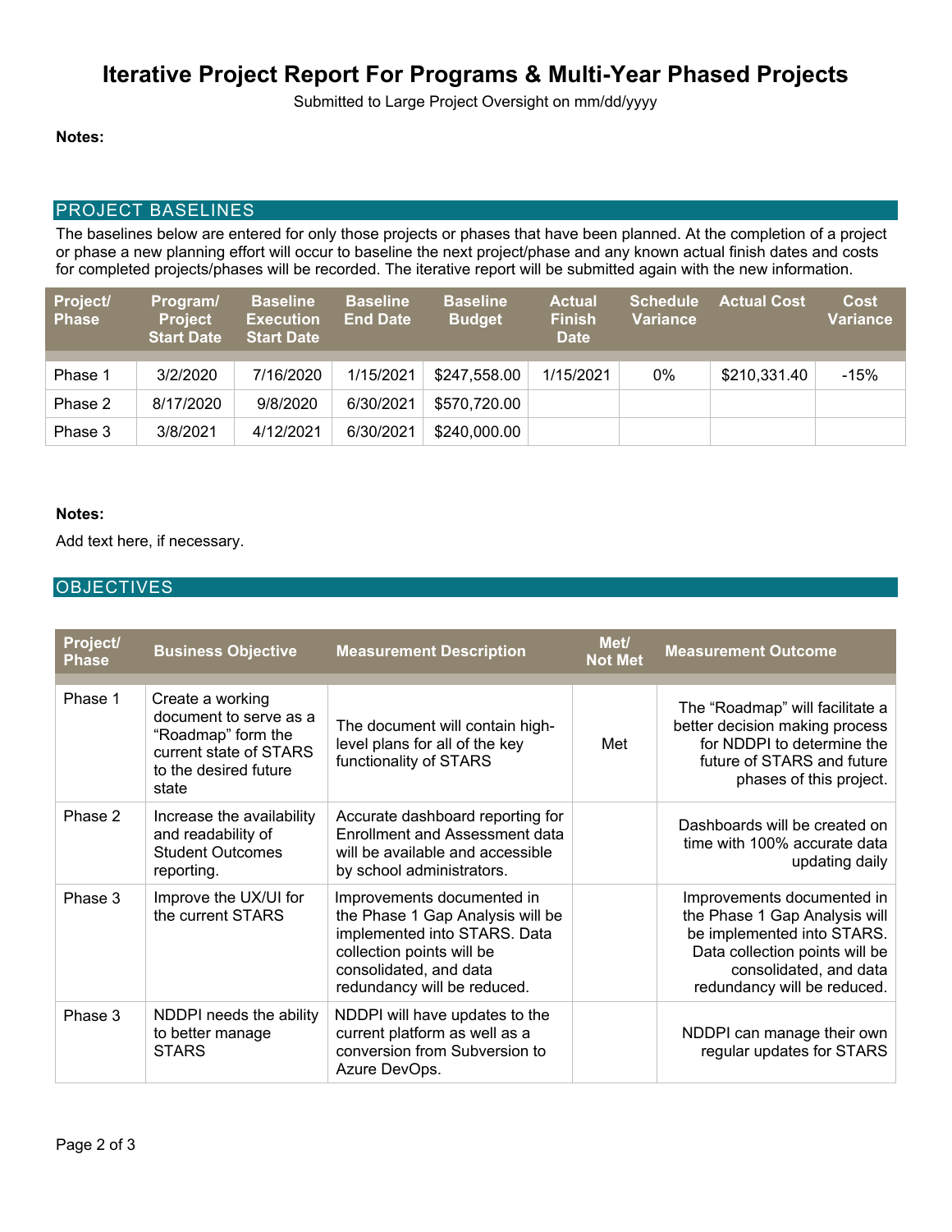# Iterative Project Report For Programs & Multi-Year Phased Projects

Submitted to Large Project Oversight on mm/dd/yyyy

**Notes:**

## PROJECT BASELINES

The baselines below are entered for only those projects or phases that have been planned. At the completion of a project or phase a new planning effort will occur to baseline the next project/phase and any known actual finish dates and costs for completed projects/phases will be recorded. The iterative report will be submitted again with the new information.

| Project/ Phase | Program/ Project Start Date | Baseline Execution Start Date | Baseline End Date | Baseline Budget | Actual Finish Date | Schedule Variance | Actual Cost | Cost Variance |
|---|---|---|---|---|---|---|---|---|
| Phase 1 | 3/2/2020 | 7/16/2020 | 1/15/2021 | $247,558.00 | 1/15/2021 | 0% | $210,331.40 | -15% |
| Phase 2 | 8/17/2020 | 9/8/2020 | 6/30/2021 | $570,720.00 | | | | |
| Phase 3 | 3/8/2021 | 4/12/2021 | 6/30/2021 | $240,000.00 | | | | |

**Notes:**

Add text here, if necessary.

## OBJECTIVES

| Project/ Phase | Business Objective | Measurement Description | Met/ Not Met | Measurement Outcome |
|---|---|---|---|---|
| Phase 1 | Create a working document to serve as a "Roadmap" form the current state of STARS to the desired future state | The document will contain high-level plans for all of the key functionality of STARS | Met | The "Roadmap" will facilitate a better decision making process for NDDPI to determine the future of STARS and future phases of this project. |
| Phase 2 | Increase the availability and readability of Student Outcomes reporting. | Accurate dashboard reporting for Enrollment and Assessment data will be available and accessible by school administrators. | | Dashboards will be created on time with 100% accurate data updating daily |
| Phase 3 | Improve the UX/UI for the current STARS | Improvements documented in the Phase 1 Gap Analysis will be implemented into STARS. Data collection points will be consolidated, and data redundancy will be reduced. | | Improvements documented in the Phase 1 Gap Analysis will be implemented into STARS. Data collection points will be consolidated, and data redundancy will be reduced. |
| Phase 3 | NDDPI needs the ability to better manage STARS | NDDPI will have updates to the current platform as well as a conversion from Subversion to Azure DevOps. | | NDDPI can manage their own regular updates for STARS |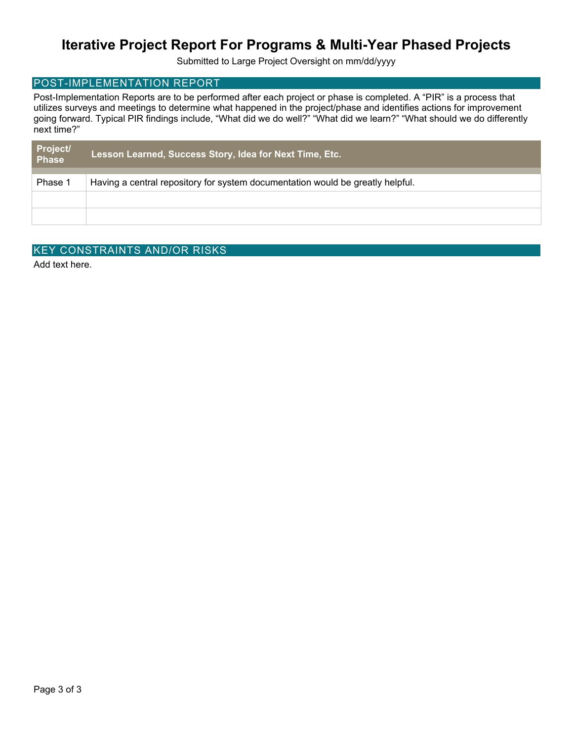# Iterative Project Report For Programs & Multi-Year Phased Projects

Submitted to Large Project Oversight on mm/dd/yyyy

## POST-IMPLEMENTATION REPORT

Post-Implementation Reports are to be performed after each project or phase is completed. A "PIR" is a process that utilizes surveys and meetings to determine what happened in the project/phase and identifies actions for improvement going forward. Typical PIR findings include, "What did we do well?" "What did we learn?" "What should we do differently next time?"

| Project/ Phase | Lesson Learned, Success Story, Idea for Next Time, Etc. |
|---|---|
| Phase 1 | Having a central repository for system documentation would be greatly helpful. |
| | |
| | |

## KEY CONSTRAINTS AND/OR RISKS

Add text here.